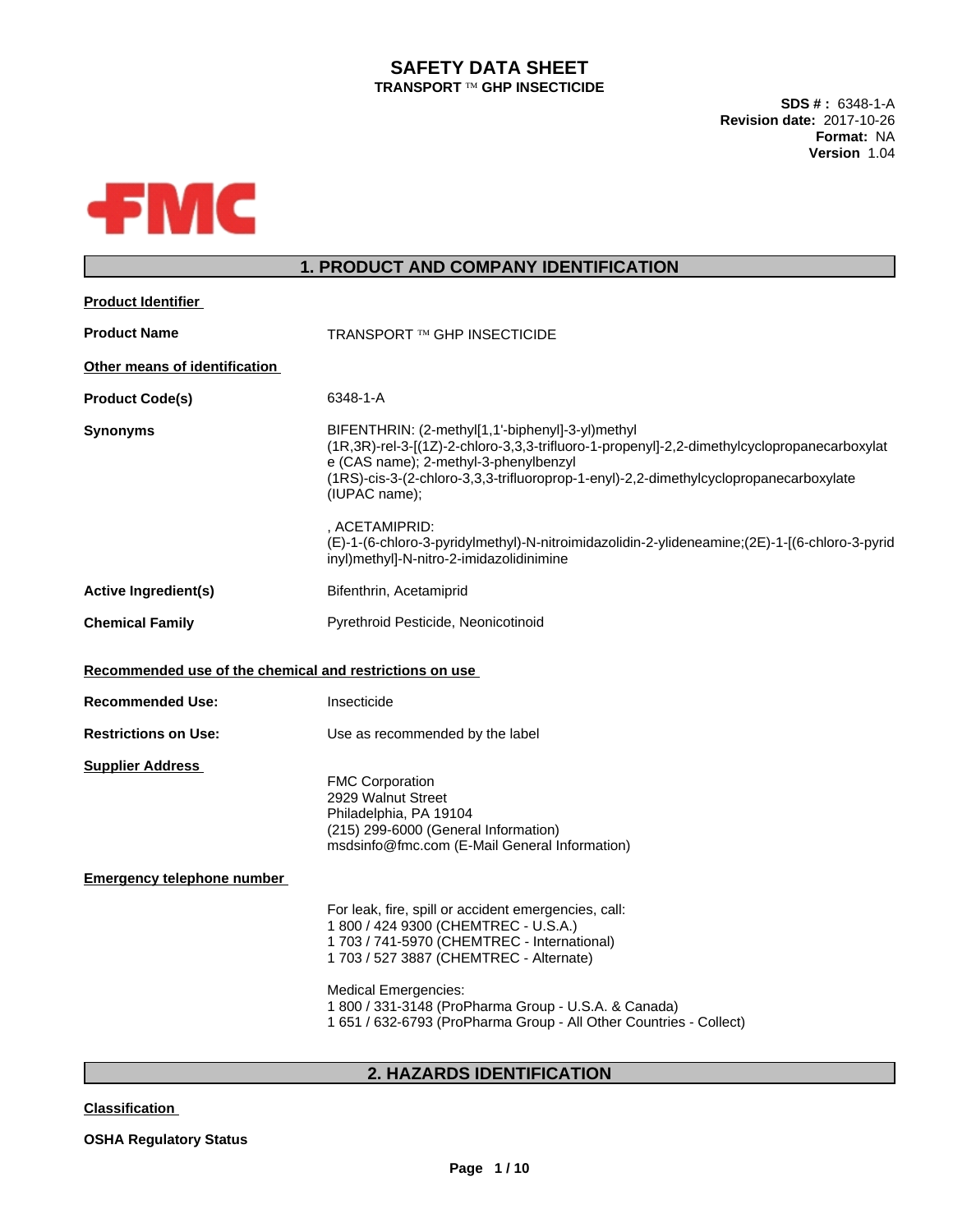# SAFETY DATA SHEET

**TRANSPORT ™ GHP INSECTICIDE**

**SDS # :** 6348-1-A
**Revision date:** 2017-10-26
**Format:** NA
**Version** 1.04

FMC

## 1. PRODUCT AND COMPANY IDENTIFICATION

**Product Identifier**

**Product Name** TRANSPORT ™ GHP INSECTICIDE

**Other means of identification**

**Product Code(s)** 6348-1-A

**Synonyms** BIFENTHRIN: (2-methyl[1,1'-biphenyl]-3-yl)methyl (1R,3R)-rel-3-[(1Z)-2-chloro-3,3,3-trifluoro-1-propenyl]-2,2-dimethylcyclopropanecarboxylate (CAS name); 2-methyl-3-phenylbenzyl (1RS)-cis-3-(2-chloro-3,3,3-trifluoroprop-1-enyl)-2,2-dimethylcyclopropanecarboxylate (IUPAC name);

, ACETAMIPRID: (E)-1-(6-chloro-3-pyridylmethyl)-N-nitroimidazolidin-2-ylideneamine;(2E)-1-[(6-chloro-3-pyridinyl)methyl]-N-nitro-2-imidazolidinimine

**Active Ingredient(s)** Bifenthrin, Acetamiprid

**Chemical Family** Pyrethroid Pesticide, Neonicotinoid

**Recommended use of the chemical and restrictions on use**

**Recommended Use:** Insecticide

**Restrictions on Use:** Use as recommended by the label

**Supplier Address**

FMC Corporation
2929 Walnut Street
Philadelphia, PA 19104
(215) 299-6000 (General Information)
msdsinfo@fmc.com (E-Mail General Information)

**Emergency telephone number**

For leak, fire, spill or accident emergencies, call:
1 800 / 424 9300 (CHEMTREC - U.S.A.)
1 703 / 741-5970 (CHEMTREC - International)
1 703 / 527 3887 (CHEMTREC - Alternate)

Medical Emergencies:
1 800 / 331-3148 (ProPharma Group - U.S.A. & Canada)
1 651 / 632-6793 (ProPharma Group - All Other Countries - Collect)

## 2. HAZARDS IDENTIFICATION

**Classification**

**OSHA Regulatory Status**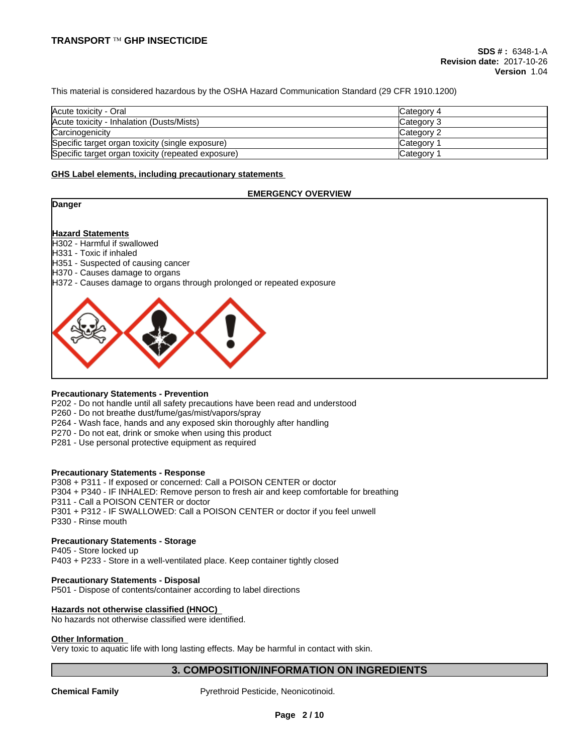This material is considered hazardous by the OSHA Hazard Communication Standard (29 CFR 1910.1200)

| | |
|---|---|
| Acute toxicity - Oral | Category 4 |
| Acute toxicity - Inhalation (Dusts/Mists) | Category 3 |
| Carcinogenicity | Category 2 |
| Specific target organ toxicity (single exposure) | Category 1 |
| Specific target organ toxicity (repeated exposure) | Category 1 |

**GHS Label elements, including precautionary statements**

**EMERGENCY OVERVIEW**

**Danger**

**Hazard Statements**

H302 - Harmful if swallowed
H331 - Toxic if inhaled
H351 - Suspected of causing cancer
H370 - Causes damage to organs
H372 - Causes damage to organs through prolonged or repeated exposure

**Precautionary Statements - Prevention**

P202 - Do not handle until all safety precautions have been read and understood
P260 - Do not breathe dust/fume/gas/mist/vapors/spray
P264 - Wash face, hands and any exposed skin thoroughly after handling
P270 - Do not eat, drink or smoke when using this product
P281 - Use personal protective equipment as required

**Precautionary Statements - Response**

P308 + P311 - If exposed or concerned: Call a POISON CENTER or doctor
P304 + P340 - IF INHALED: Remove person to fresh air and keep comfortable for breathing
P311 - Call a POISON CENTER or doctor
P301 + P312 - IF SWALLOWED: Call a POISON CENTER or doctor if you feel unwell
P330 - Rinse mouth

**Precautionary Statements - Storage**

P405 - Store locked up
P403 + P233 - Store in a well-ventilated place. Keep container tightly closed

**Precautionary Statements - Disposal**

P501 - Dispose of contents/container according to label directions

**Hazards not otherwise classified (HNOC)**

No hazards not otherwise classified were identified.

**Other Information**

Very toxic to aquatic life with long lasting effects. May be harmful in contact with skin.

## 3. COMPOSITION/INFORMATION ON INGREDIENTS

**Chemical Family** Pyrethroid Pesticide, Neonicotinoid.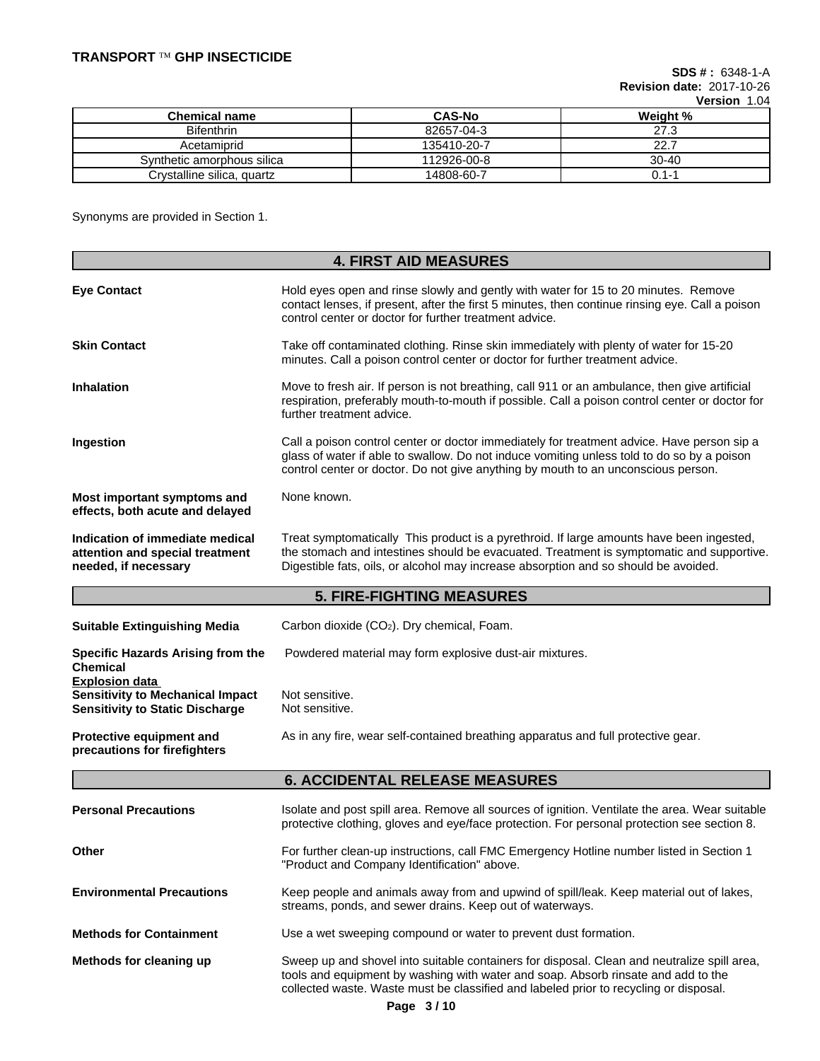| Chemical name | CAS-No | Weight % |
|---|---|---|
| Bifenthrin | 82657-04-3 | 27.3 |
| Acetamiprid | 135410-20-7 | 22.7 |
| Synthetic amorphous silica | 112926-00-8 | 30-40 |
| Crystalline silica, quartz | 14808-60-7 | 0.1-1 |

Synonyms are provided in Section 1.

## 4. FIRST AID MEASURES

**Eye Contact**
Hold eyes open and rinse slowly and gently with water for 15 to 20 minutes. Remove contact lenses, if present, after the first 5 minutes, then continue rinsing eye. Call a poison control center or doctor for further treatment advice.

**Skin Contact**
Take off contaminated clothing. Rinse skin immediately with plenty of water for 15-20 minutes. Call a poison control center or doctor for further treatment advice.

**Inhalation**
Move to fresh air. If person is not breathing, call 911 or an ambulance, then give artificial respiration, preferably mouth-to-mouth if possible. Call a poison control center or doctor for further treatment advice.

**Ingestion**
Call a poison control center or doctor immediately for treatment advice. Have person sip a glass of water if able to swallow. Do not induce vomiting unless told to do so by a poison control center or doctor. Do not give anything by mouth to an unconscious person.

**Most important symptoms and effects, both acute and delayed**
None known.

**Indication of immediate medical attention and special treatment needed, if necessary**
Treat symptomatically This product is a pyrethroid. If large amounts have been ingested, the stomach and intestines should be evacuated. Treatment is symptomatic and supportive. Digestible fats, oils, or alcohol may increase absorption and so should be avoided.

## 5. FIRE-FIGHTING MEASURES

**Suitable Extinguishing Media**
Carbon dioxide ($CO_2$). Dry chemical, Foam.

**Specific Hazards Arising from the Chemical**
Powdered material may form explosive dust-air mixtures.

**Explosion data**

**Sensitivity to Mechanical Impact**
Not sensitive.

**Sensitivity to Static Discharge**
Not sensitive.

**Protective equipment and precautions for firefighters**
As in any fire, wear self-contained breathing apparatus and full protective gear.

## 6. ACCIDENTAL RELEASE MEASURES

**Personal Precautions**
Isolate and post spill area. Remove all sources of ignition. Ventilate the area. Wear suitable protective clothing, gloves and eye/face protection. For personal protection see section 8.

**Other**
For further clean-up instructions, call FMC Emergency Hotline number listed in Section 1 "Product and Company Identification" above.

**Environmental Precautions**
Keep people and animals away from and upwind of spill/leak. Keep material out of lakes, streams, ponds, and sewer drains. Keep out of waterways.

**Methods for Containment**
Use a wet sweeping compound or water to prevent dust formation.

**Methods for cleaning up**
Sweep up and shovel into suitable containers for disposal. Clean and neutralize spill area, tools and equipment by washing with water and soap. Absorb rinsate and add to the collected waste. Waste must be classified and labeled prior to recycling or disposal.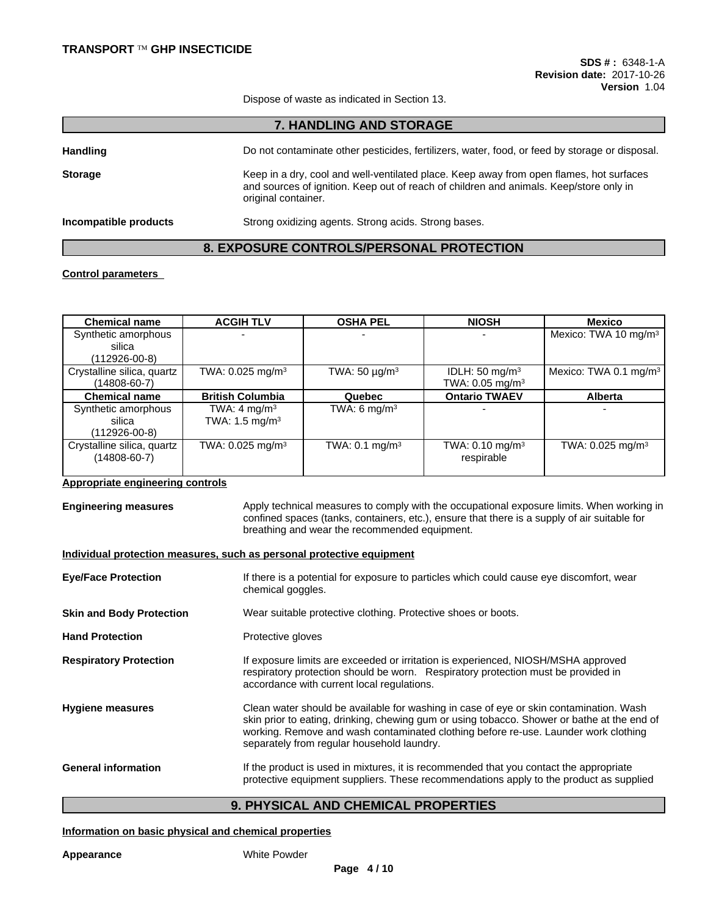Dispose of waste as indicated in Section 13.

## 7. HANDLING AND STORAGE

**Handling** Do not contaminate other pesticides, fertilizers, water, food, or feed by storage or disposal.

**Storage** Keep in a dry, cool and well-ventilated place. Keep away from open flames, hot surfaces and sources of ignition. Keep out of reach of children and animals. Keep/store only in original container.

**Incompatible products** Strong oxidizing agents. Strong acids. Strong bases.

## 8. EXPOSURE CONTROLS/PERSONAL PROTECTION

**Control parameters**

| Chemical name | ACGIH TLV | OSHA PEL | NIOSH | Mexico |
|---|---|---|---|---|
| Synthetic amorphous silica (112926-00-8) | - | - | - | Mexico: TWA 10 mg/m³ |
| Crystalline silica, quartz (14808-60-7) | TWA: 0.025 mg/m³ | TWA: 50 µg/m³ | IDLH: 50 mg/m³ TWA: 0.05 mg/m³ | Mexico: TWA 0.1 mg/m³ |
| **Chemical name** | **British Columbia** | **Quebec** | **Ontario TWAEV** | **Alberta** |
| Synthetic amorphous silica (112926-00-8) | TWA: 4 mg/m³ TWA: 1.5 mg/m³ | TWA: 6 mg/m³ | - | - |
| Crystalline silica, quartz (14808-60-7) | TWA: 0.025 mg/m³ | TWA: 0.1 mg/m³ | TWA: 0.10 mg/m³ respirable | TWA: 0.025 mg/m³ |

**Appropriate engineering controls**

**Engineering measures** Apply technical measures to comply with the occupational exposure limits. When working in confined spaces (tanks, containers, etc.), ensure that there is a supply of air suitable for breathing and wear the recommended equipment.

**Individual protection measures, such as personal protective equipment**

**Eye/Face Protection** If there is a potential for exposure to particles which could cause eye discomfort, wear chemical goggles.

**Skin and Body Protection** Wear suitable protective clothing. Protective shoes or boots.

**Hand Protection** Protective gloves

**Respiratory Protection** If exposure limits are exceeded or irritation is experienced, NIOSH/MSHA approved respiratory protection should be worn. Respiratory protection must be provided in accordance with current local regulations.

**Hygiene measures** Clean water should be available for washing in case of eye or skin contamination. Wash skin prior to eating, drinking, chewing gum or using tobacco. Shower or bathe at the end of working. Remove and wash contaminated clothing before re-use. Launder work clothing separately from regular household laundry.

**General information** If the product is used in mixtures, it is recommended that you contact the appropriate protective equipment suppliers. These recommendations apply to the product as supplied

## 9. PHYSICAL AND CHEMICAL PROPERTIES

**Information on basic physical and chemical properties**

**Appearance** White Powder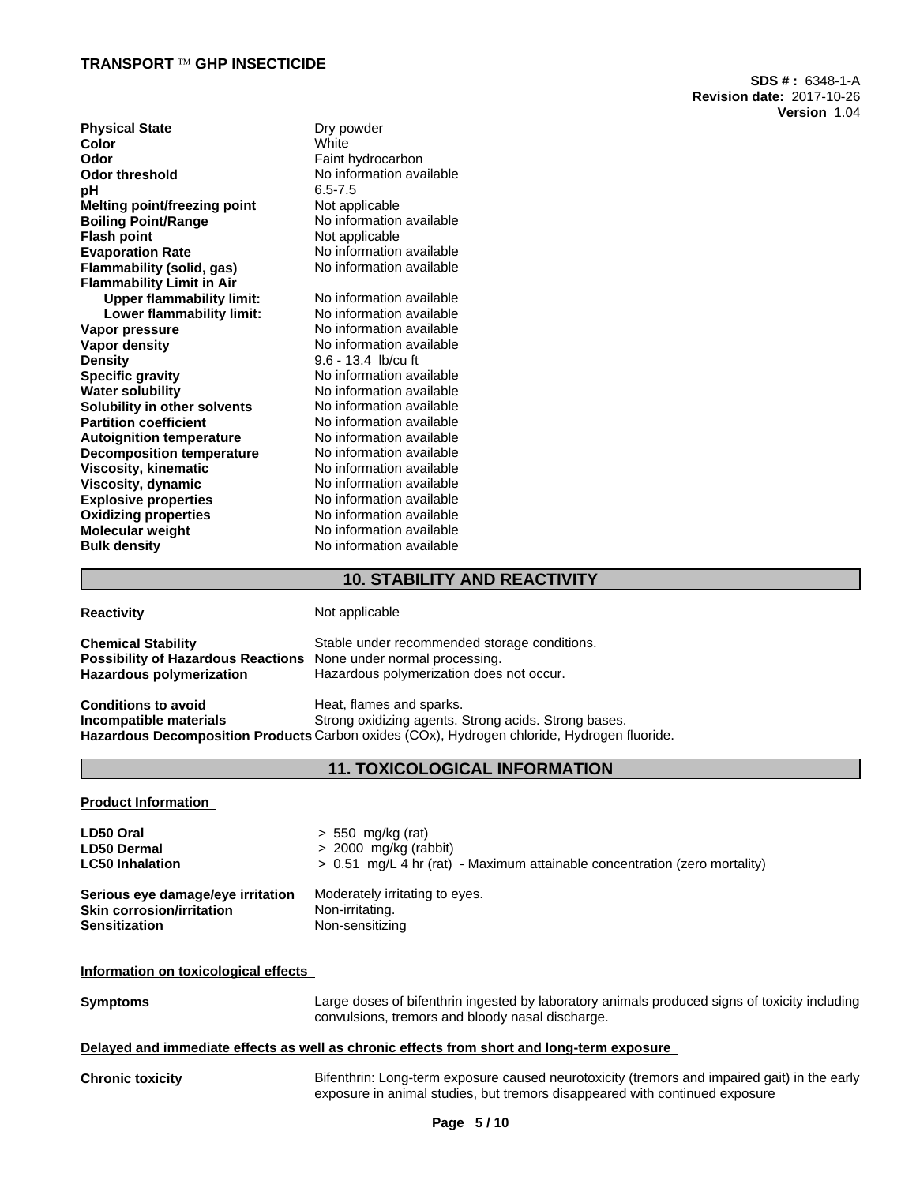| | |
|---|---|
| **Physical State** | Dry powder |
| **Color** | White |
| **Odor** | Faint hydrocarbon |
| **Odor threshold** | No information available |
| **pH** | 6.5-7.5 |
| **Melting point/freezing point** | Not applicable |
| **Boiling Point/Range** | No information available |
| **Flash point** | Not applicable |
| **Evaporation Rate** | No information available |
| **Flammability (solid, gas)** | No information available |
| **Flammability Limit in Air** | |
| **Upper flammability limit:** | No information available |
| **Lower flammability limit:** | No information available |
| **Vapor pressure** | No information available |
| **Vapor density** | No information available |
| **Density** | 9.6 - 13.4 lb/cu ft |
| **Specific gravity** | No information available |
| **Water solubility** | No information available |
| **Solubility in other solvents** | No information available |
| **Partition coefficient** | No information available |
| **Autoignition temperature** | No information available |
| **Decomposition temperature** | No information available |
| **Viscosity, kinematic** | No information available |
| **Viscosity, dynamic** | No information available |
| **Explosive properties** | No information available |
| **Oxidizing properties** | No information available |
| **Molecular weight** | No information available |
| **Bulk density** | No information available |

## 10. STABILITY AND REACTIVITY

**Reactivity** Not applicable

**Chemical Stability** Stable under recommended storage conditions.
**Possibility of Hazardous Reactions** None under normal processing.
**Hazardous polymerization** Hazardous polymerization does not occur.

**Conditions to avoid** Heat, flames and sparks.
**Incompatible materials** Strong oxidizing agents. Strong acids. Strong bases.
**Hazardous Decomposition Products** Carbon oxides (COx), Hydrogen chloride, Hydrogen fluoride.

## 11. TOXICOLOGICAL INFORMATION

**Product Information**

**LD50 Oral** > 550 mg/kg (rat)
**LD50 Dermal** > 2000 mg/kg (rabbit)
**LC50 Inhalation** > 0.51 mg/L 4 hr (rat) - Maximum attainable concentration (zero mortality)

**Serious eye damage/eye irritation** Moderately irritating to eyes.
**Skin corrosion/irritation** Non-irritating.
**Sensitization** Non-sensitizing

**Information on toxicological effects**

**Symptoms** Large doses of bifenthrin ingested by laboratory animals produced signs of toxicity including convulsions, tremors and bloody nasal discharge.

**Delayed and immediate effects as well as chronic effects from short and long-term exposure**

**Chronic toxicity** Bifenthrin: Long-term exposure caused neurotoxicity (tremors and impaired gait) in the early exposure in animal studies, but tremors disappeared with continued exposure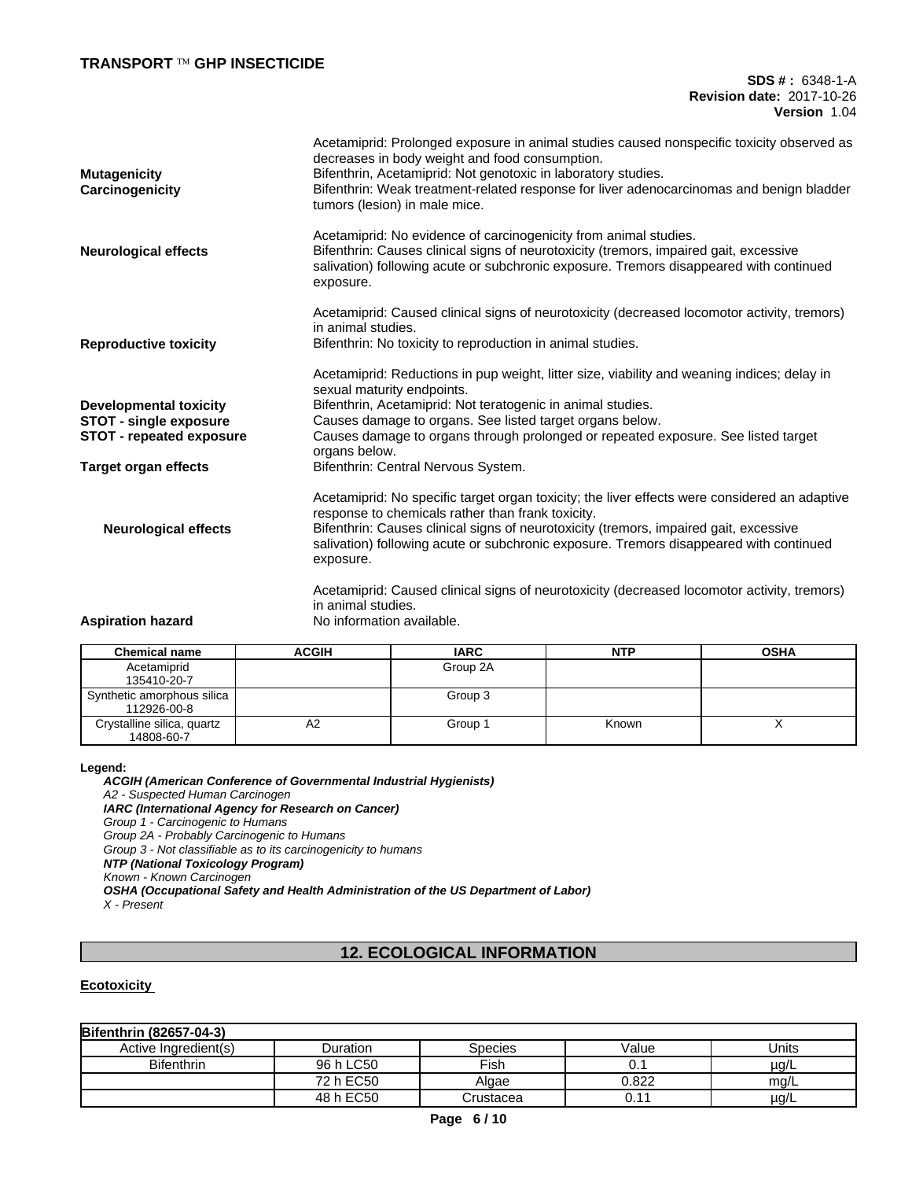Acetamiprid: Prolonged exposure in animal studies caused nonspecific toxicity observed as decreases in body weight and food consumption.

**Mutagenicity** Bifenthrin, Acetamiprid: Not genotoxic in laboratory studies.

**Carcinogenicity** Bifenthrin: Weak treatment-related response for liver adenocarcinomas and benign bladder tumors (lesion) in male mice.

Acetamiprid: No evidence of carcinogenicity from animal studies.

**Neurological effects** Bifenthrin: Causes clinical signs of neurotoxicity (tremors, impaired gait, excessive salivation) following acute or subchronic exposure. Tremors disappeared with continued exposure.

Acetamiprid: Caused clinical signs of neurotoxicity (decreased locomotor activity, tremors) in animal studies.

**Reproductive toxicity** Bifenthrin: No toxicity to reproduction in animal studies.

Acetamiprid: Reductions in pup weight, litter size, viability and weaning indices; delay in sexual maturity endpoints.

**Developmental toxicity** Bifenthrin, Acetamiprid: Not teratogenic in animal studies.

**STOT - single exposure** Causes damage to organs. See listed target organs below.

**STOT - repeated exposure** Causes damage to organs through prolonged or repeated exposure. See listed target organs below.

**Target organ effects** Bifenthrin: Central Nervous System.

Acetamiprid: No specific target organ toxicity; the liver effects were considered an adaptive response to chemicals rather than frank toxicity.

**Neurological effects** Bifenthrin: Causes clinical signs of neurotoxicity (tremors, impaired gait, excessive salivation) following acute or subchronic exposure. Tremors disappeared with continued exposure.

Acetamiprid: Caused clinical signs of neurotoxicity (decreased locomotor activity, tremors) in animal studies.

**Aspiration hazard** No information available.

| Chemical name | ACGIH | IARC | NTP | OSHA |
|---|---|---|---|---|
| Acetamiprid 135410-20-7 | | Group 2A | | |
| Synthetic amorphous silica 112926-00-8 | | Group 3 | | |
| Crystalline silica, quartz 14808-60-7 | A2 | Group 1 | Known | X |

**Legend:**

***ACGIH (American Conference of Governmental Industrial Hygienists)***
*A2 - Suspected Human Carcinogen*
***IARC (International Agency for Research on Cancer)***
*Group 1 - Carcinogenic to Humans*
*Group 2A - Probably Carcinogenic to Humans*
*Group 3 - Not classifiable as to its carcinogenicity to humans*
***NTP (National Toxicology Program)***
*Known - Known Carcinogen*
***OSHA (Occupational Safety and Health Administration of the US Department of Labor)***
*X - Present*

## 12. ECOLOGICAL INFORMATION

**Ecotoxicity**

| Bifenthrin (82657-04-3) | | | | |
|---|---|---|---|---|
| Active Ingredient(s) | Duration | Species | Value | Units |
| Bifenthrin | 96 h LC50 | Fish | 0.1 | µg/L |
| | 72 h EC50 | Algae | 0.822 | mg/L |
| | 48 h EC50 | Crustacea | 0.11 | µg/L |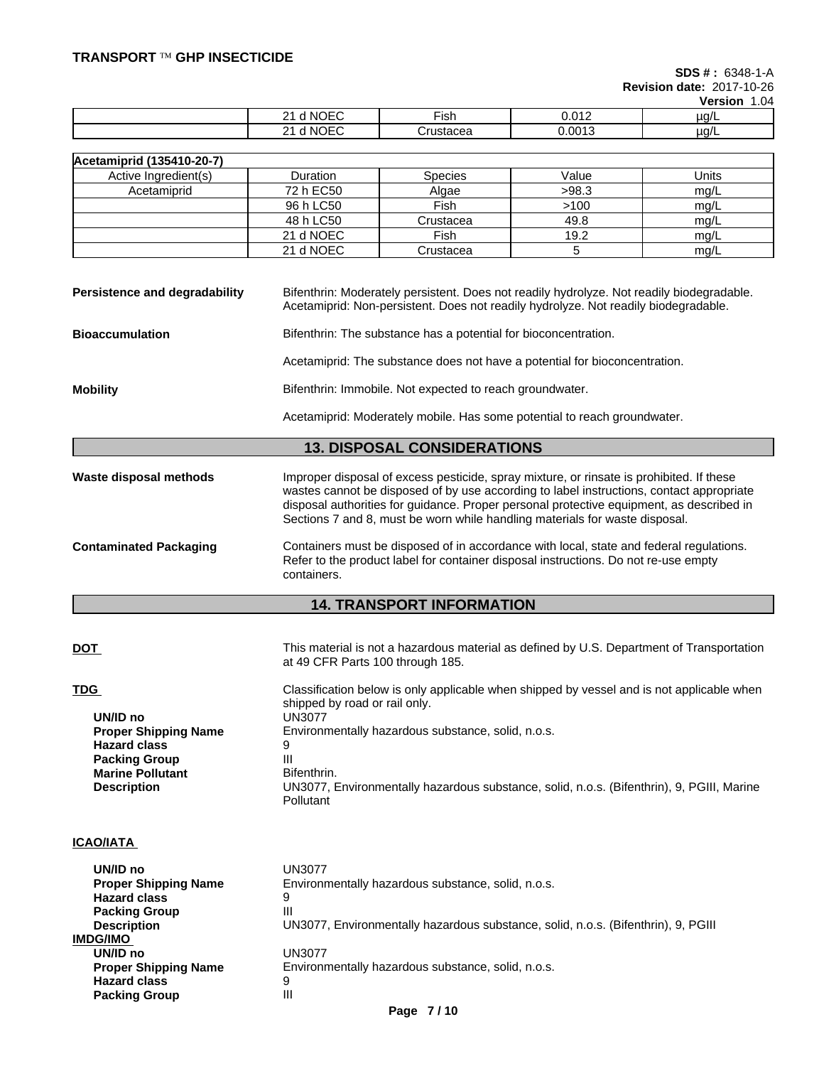| | 21 d NOEC | Fish | 0.012 | µg/L |
|---|---|---|---|---|
| | 21 d NOEC | Crustacea | 0.0013 | µg/L |

| Acetamiprid (135410-20-7) | | | | |
|---|---|---|---|---|
| Active Ingredient(s) | Duration | Species | Value | Units |
| Acetamiprid | 72 h EC50 | Algae | >98.3 | mg/L |
| | 96 h LC50 | Fish | >100 | mg/L |
| | 48 h LC50 | Crustacea | 49.8 | mg/L |
| | 21 d NOEC | Fish | 19.2 | mg/L |
| | 21 d NOEC | Crustacea | 5 | mg/L |

**Persistence and degradability**
Bifenthrin: Moderately persistent. Does not readily hydrolyze. Not readily biodegradable.
Acetamiprid: Non-persistent. Does not readily hydrolyze. Not readily biodegradable.

**Bioaccumulation**
Bifenthrin: The substance has a potential for bioconcentration.

Acetamiprid: The substance does not have a potential for bioconcentration.

**Mobility**
Bifenthrin: Immobile. Not expected to reach groundwater.

Acetamiprid: Moderately mobile. Has some potential to reach groundwater.

## 13. DISPOSAL CONSIDERATIONS

**Waste disposal methods**
Improper disposal of excess pesticide, spray mixture, or rinsate is prohibited. If these wastes cannot be disposed of by use according to label instructions, contact appropriate disposal authorities for guidance. Proper personal protective equipment, as described in Sections 7 and 8, must be worn while handling materials for waste disposal.

**Contaminated Packaging**
Containers must be disposed of in accordance with local, state and federal regulations. Refer to the product label for container disposal instructions. Do not re-use empty containers.

## 14. TRANSPORT INFORMATION

**DOT**
This material is not a hazardous material as defined by U.S. Department of Transportation at 49 CFR Parts 100 through 185.

**TDG**
Classification below is only applicable when shipped by vessel and is not applicable when shipped by road or rail only.

**UN/ID no** UN3077
**Proper Shipping Name** Environmentally hazardous substance, solid, n.o.s.
**Hazard class** 9
**Packing Group** III
**Marine Pollutant** Bifenthrin.
**Description** UN3077, Environmentally hazardous substance, solid, n.o.s. (Bifenthrin), 9, PGIII, Marine Pollutant

**ICAO/IATA**

**UN/ID no** UN3077
**Proper Shipping Name** Environmentally hazardous substance, solid, n.o.s.
**Hazard class** 9
**Packing Group** III
**Description** UN3077, Environmentally hazardous substance, solid, n.o.s. (Bifenthrin), 9, PGIII

**IMDG/IMO**
**UN/ID no** UN3077
**Proper Shipping Name** Environmentally hazardous substance, solid, n.o.s.
**Hazard class** 9
**Packing Group** III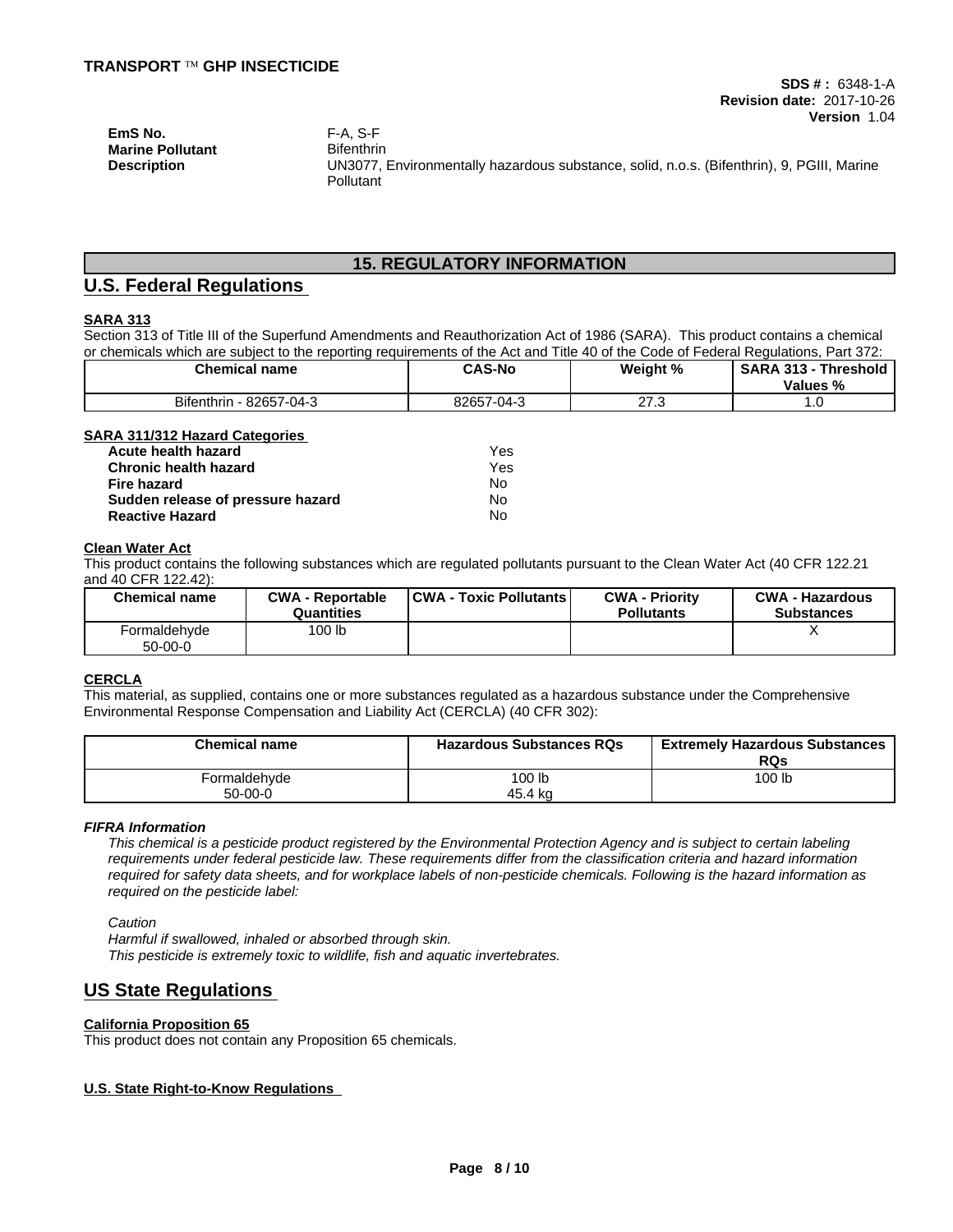| | |
|---|---|
| **EmS No.** | F-A, S-F |
| **Marine Pollutant** | Bifenthrin |
| **Description** | UN3077, Environmentally hazardous substance, solid, n.o.s. (Bifenthrin), 9, PGIII, Marine Pollutant |

## 15. REGULATORY INFORMATION

## U.S. Federal Regulations

**SARA 313**

Section 313 of Title III of the Superfund Amendments and Reauthorization Act of 1986 (SARA). This product contains a chemical or chemicals which are subject to the reporting requirements of the Act and Title 40 of the Code of Federal Regulations, Part 372:

| Chemical name | CAS-No | Weight % | SARA 313 - Threshold Values % |
|---|---|---|---|
| Bifenthrin - 82657-04-3 | 82657-04-3 | 27.3 | 1.0 |

**SARA 311/312 Hazard Categories**

| | |
|---|---|
| **Acute health hazard** | Yes |
| **Chronic health hazard** | Yes |
| **Fire hazard** | No |
| **Sudden release of pressure hazard** | No |
| **Reactive Hazard** | No |

**Clean Water Act**

This product contains the following substances which are regulated pollutants pursuant to the Clean Water Act (40 CFR 122.21 and 40 CFR 122.42):

| Chemical name | CWA - Reportable Quantities | CWA - Toxic Pollutants | CWA - Priority Pollutants | CWA - Hazardous Substances |
|---|---|---|---|---|
| Formaldehyde 50-00-0 | 100 lb | | | X |

**CERCLA**

This material, as supplied, contains one or more substances regulated as a hazardous substance under the Comprehensive Environmental Response Compensation and Liability Act (CERCLA) (40 CFR 302):

| Chemical name | Hazardous Substances RQs | Extremely Hazardous Substances RQs |
|---|---|---|
| Formaldehyde 50-00-0 | 100 lb 45.4 kg | 100 lb |

***FIFRA Information***

*This chemical is a pesticide product registered by the Environmental Protection Agency and is subject to certain labeling requirements under federal pesticide law. These requirements differ from the classification criteria and hazard information required for safety data sheets, and for workplace labels of non-pesticide chemicals. Following is the hazard information as required on the pesticide label:*

*Caution*
*Harmful if swallowed, inhaled or absorbed through skin.*
*This pesticide is extremely toxic to wildlife, fish and aquatic invertebrates.*

## US State Regulations

**California Proposition 65**

This product does not contain any Proposition 65 chemicals.

**U.S. State Right-to-Know Regulations**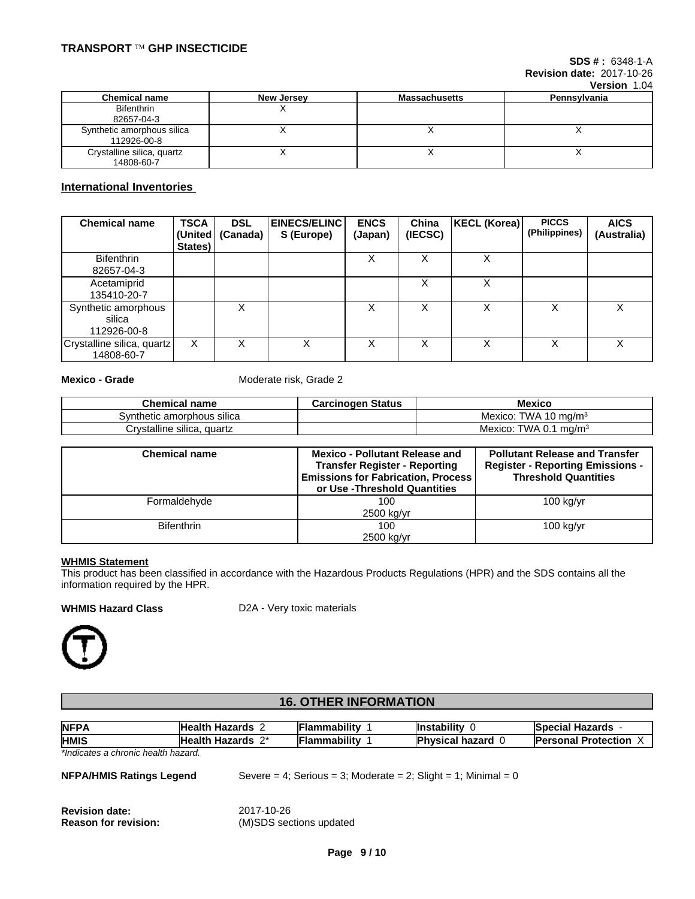| Chemical name | New Jersey | Massachusetts | Pennsylvania |
|---|---|---|---|
| Bifenthrin<br>82657-04-3 | X | | |
| Synthetic amorphous silica<br>112926-00-8 | X | X | X |
| Crystalline silica, quartz<br>14808-60-7 | X | X | X |

## International Inventories

| Chemical name | TSCA (United States) | DSL (Canada) | EINECS/ELINCS (Europe) | ENCS (Japan) | China (IECSC) | KECL (Korea) | PICCS (Philippines) | AICS (Australia) |
|---|---|---|---|---|---|---|---|---|
| Bifenthrin<br>82657-04-3 | | | | X | X | X | | |
| Acetamiprid<br>135410-20-7 | | | | | X | X | | |
| Synthetic amorphous silica<br>112926-00-8 | | X | | X | X | X | X | X |
| Crystalline silica, quartz<br>14808-60-7 | X | X | X | X | X | X | X | X |

**Mexico - Grade** Moderate risk, Grade 2

| Chemical name | Carcinogen Status | Mexico |
|---|---|---|
| Synthetic amorphous silica | | Mexico: TWA 10 mg/m$^3$ |
| Crystalline silica, quartz | | Mexico: TWA 0.1 mg/m$^3$ |

| Chemical name | Mexico - Pollutant Release and Transfer Register - Reporting Emissions for Fabrication, Process or Use -Threshold Quantities | Pollutant Release and Transfer Register - Reporting Emissions - Threshold Quantities |
|---|---|---|
| Formaldehyde | 100<br>2500 kg/yr | 100 kg/yr |
| Bifenthrin | 100<br>2500 kg/yr | 100 kg/yr |

**WHMIS Statement**

This product has been classified in accordance with the Hazardous Products Regulations (HPR) and the SDS contains all the information required by the HPR.

**WHMIS Hazard Class** D2A - Very toxic materials

## 16. OTHER INFORMATION

| | | | | |
|---|---|---|---|---|
| **NFPA** | **Health Hazards** 2 | **Flammability** 1 | **Instability** 0 | **Special Hazards** - |
| **HMIS** | **Health Hazards** 2* | **Flammability** 1 | **Physical hazard** 0 | **Personal Protection** X |

*\*Indicates a chronic health hazard.*

**NFPA/HMIS Ratings Legend** Severe = 4; Serious = 3; Moderate = 2; Slight = 1; Minimal = 0

**Revision date:** 2017-10-26
**Reason for revision:** (M)SDS sections updated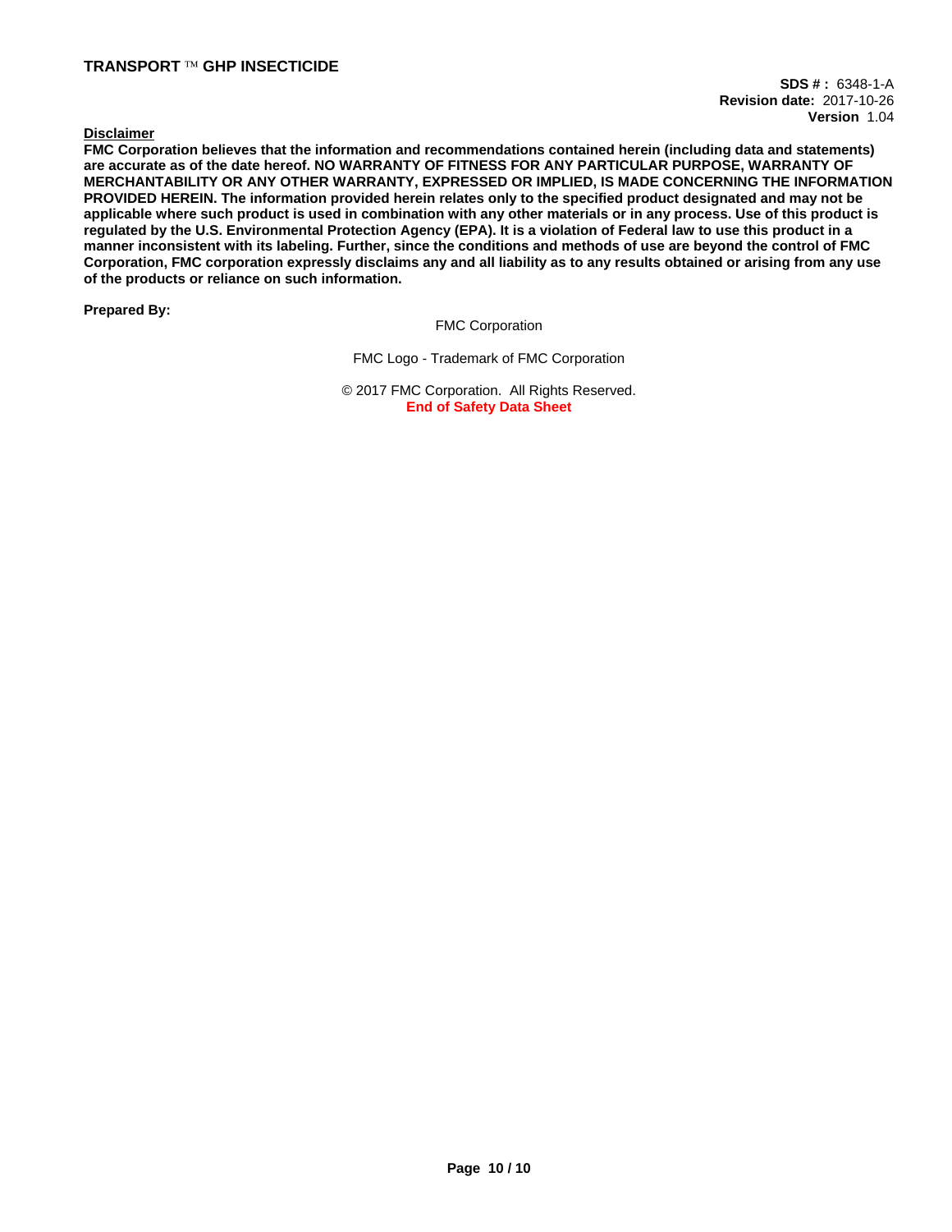**SDS # :** 6348-1-A
**Revision date:** 2017-10-26
**Version** 1.04

**Disclaimer**

**FMC Corporation believes that the information and recommendations contained herein (including data and statements) are accurate as of the date hereof. NO WARRANTY OF FITNESS FOR ANY PARTICULAR PURPOSE, WARRANTY OF MERCHANTABILITY OR ANY OTHER WARRANTY, EXPRESSED OR IMPLIED, IS MADE CONCERNING THE INFORMATION PROVIDED HEREIN. The information provided herein relates only to the specified product designated and may not be applicable where such product is used in combination with any other materials or in any process. Use of this product is regulated by the U.S. Environmental Protection Agency (EPA). It is a violation of Federal law to use this product in a manner inconsistent with its labeling. Further, since the conditions and methods of use are beyond the control of FMC Corporation, FMC corporation expressly disclaims any and all liability as to any results obtained or arising from any use of the products or reliance on such information.**

**Prepared By:**

FMC Corporation

FMC Logo - Trademark of FMC Corporation

© 2017 FMC Corporation. All Rights Reserved.

**End of Safety Data Sheet**